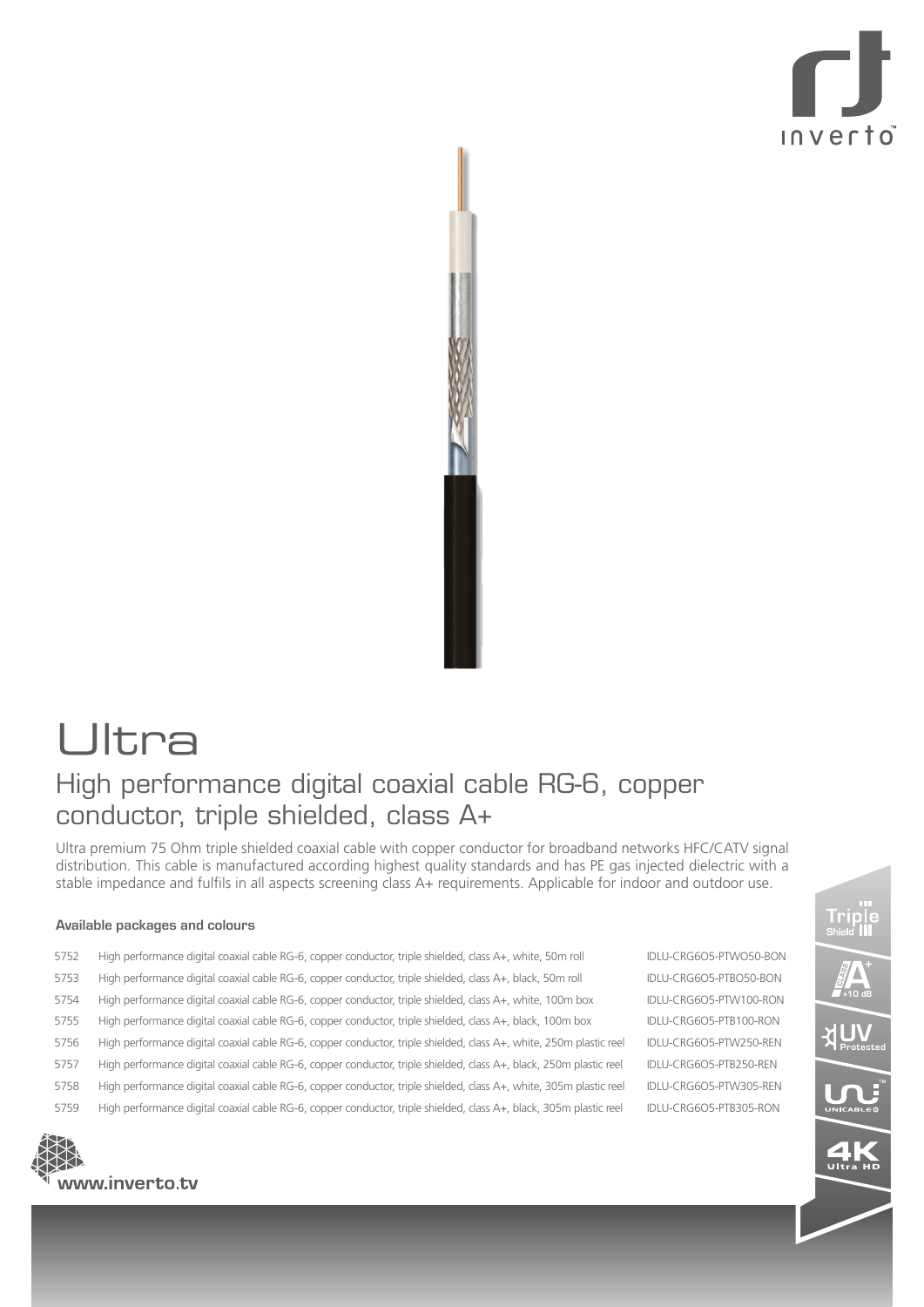# Ultra

## High performance digital coaxial cable RG-6, copper conductor, triple shielded, class A+

Ultra premium 75 Ohm triple shielded coaxial cable with copper conductor for broadband networks HFC/CATV signal distribution. This cable is manufactured according highest quality standards and has PE gas injected dielectric with a stable impedance and fulfils in all aspects screening class A+ requirements. Applicable for indoor and outdoor use.

### Available packages and colours

| | | |
|---|---|---|
| 5752 | High performance digital coaxial cable RG-6, copper conductor, triple shielded, class A+, white, 50m roll | IDLU-CRG6O5-PTWO50-BON |
| 5753 | High performance digital coaxial cable RG-6, copper conductor, triple shielded, class A+, black, 50m roll | IDLU-CRG6O5-PTBO50-BON |
| 5754 | High performance digital coaxial cable RG-6, copper conductor, triple shielded, class A+, white, 100m box | IDLU-CRG6O5-PTW100-RON |
| 5755 | High performance digital coaxial cable RG-6, copper conductor, triple shielded, class A+, black, 100m box | IDLU-CRG6O5-PTB100-RON |
| 5756 | High performance digital coaxial cable RG-6, copper conductor, triple shielded, class A+, white, 250m plastic reel | IDLU-CRG6O5-PTW250-REN |
| 5757 | High performance digital coaxial cable RG-6, copper conductor, triple shielded, class A+, black, 250m plastic reel | IDLU-CRG6O5-PTB250-REN |
| 5758 | High performance digital coaxial cable RG-6, copper conductor, triple shielded, class A+, white, 305m plastic reel | IDLU-CRG6O5-PTW305-REN |
| 5759 | High performance digital coaxial cable RG-6, copper conductor, triple shielded, class A+, black, 305m plastic reel | IDLU-CRG6O5-PTB305-RON |

Triple Shield

Class A+ +10 dB

UV Protected

UNICABLE

4K Ultra HD

www.inverto.tv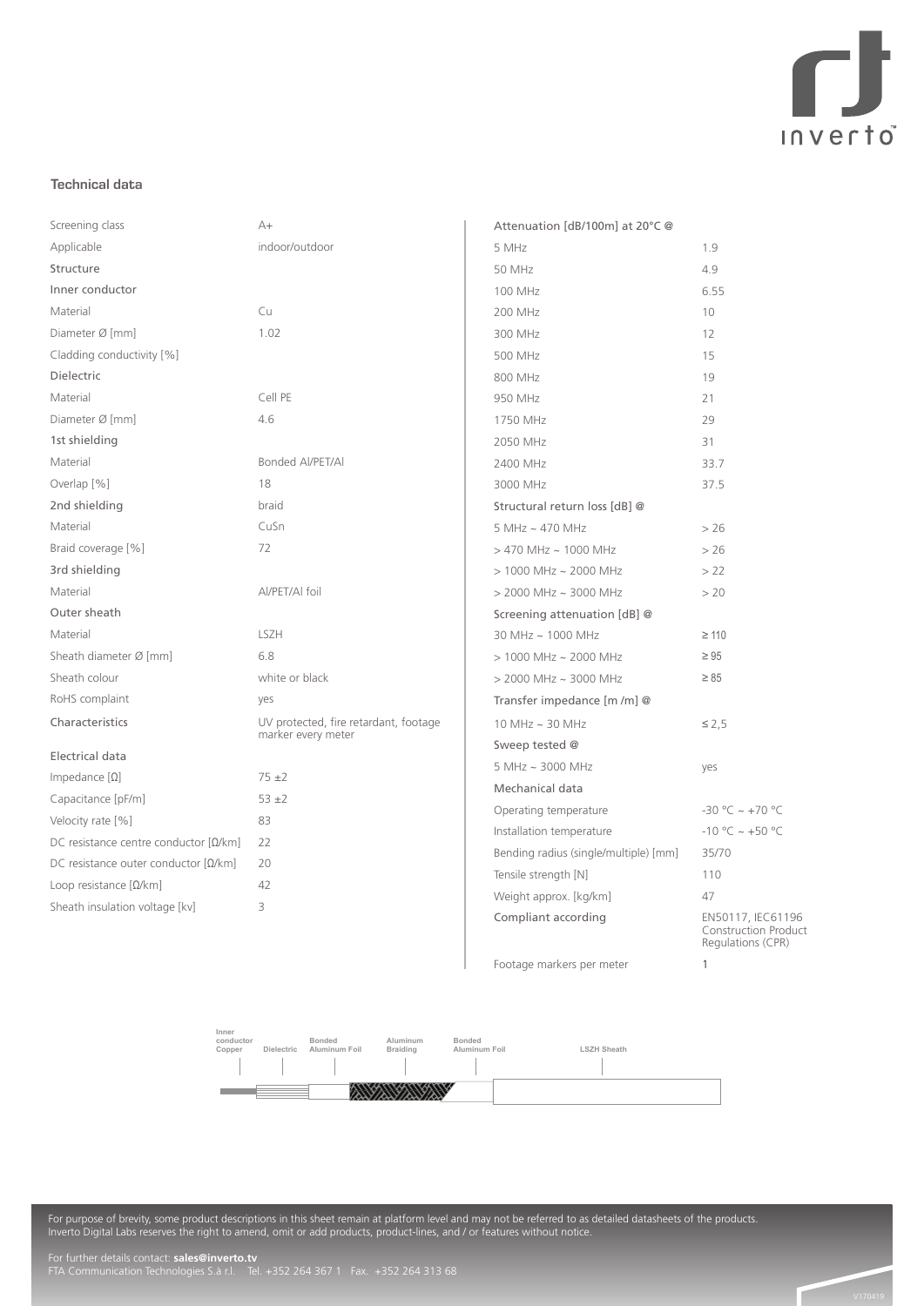## Technical data

| | |
|---|---|
| Screening class | A+ |
| Applicable | indoor/outdoor |
| Structure | |
| Inner conductor | |
| Material | Cu |
| Diameter Ø [mm] | 1.02 |
| Cladding conductivity [%] | |
| Dielectric | |
| Material | Cell PE |
| Diameter Ø [mm] | 4.6 |
| 1st shielding | |
| Material | Bonded Al/PET/Al |
| Overlap [%] | 18 |
| 2nd shielding | braid |
| Material | CuSn |
| Braid coverage [%] | 72 |
| 3rd shielding | |
| Material | Al/PET/Al foil |
| Outer sheath | |
| Material | LSZH |
| Sheath diameter Ø [mm] | 6.8 |
| Sheath colour | white or black |
| RoHS complaint | yes |
| Characteristics | UV protected, fire retardant, footage marker every meter |
| Electrical data | |
| Impedance [Ω] | 75 ±2 |
| Capacitance [pF/m] | 53 ±2 |
| Velocity rate [%] | 83 |
| DC resistance centre conductor [Ω/km] | 22 |
| DC resistance outer conductor [Ω/km] | 20 |
| Loop resistance [Ω/km] | 42 |
| Sheath insulation voltage [kv] | 3 |

| | |
|---|---|
| Attenuation [dB/100m] at 20°C @ | |
| 5 MHz | 1.9 |
| 50 MHz | 4.9 |
| 100 MHz | 6.55 |
| 200 MHz | 10 |
| 300 MHz | 12 |
| 500 MHz | 15 |
| 800 MHz | 19 |
| 950 MHz | 21 |
| 1750 MHz | 29 |
| 2050 MHz | 31 |
| 2400 MHz | 33.7 |
| 3000 MHz | 37.5 |
| Structural return loss [dB] @ | |
| 5 MHz ~ 470 MHz | > 26 |
| > 470 MHz ~ 1000 MHz | > 26 |
| > 1000 MHz ~ 2000 MHz | > 22 |
| > 2000 MHz ~ 3000 MHz | > 20 |
| Screening attenuation [dB] @ | |
| 30 MHz ~ 1000 MHz | ≥ 110 |
| > 1000 MHz ~ 2000 MHz | ≥ 95 |
| > 2000 MHz ~ 3000 MHz | ≥ 85 |
| Transfer impedance [m /m] @ | |
| 10 MHz ~ 30 MHz | ≤ 2,5 |
| Sweep tested @ | |
| 5 MHz ~ 3000 MHz | yes |
| Mechanical data | |
| Operating temperature | -30 °C ~ +70 °C |
| Installation temperature | -10 °C ~ +50 °C |
| Bending radius (single/multiple) [mm] | 35/70 |
| Tensile strength [N] | 110 |
| Weight approx. [kg/km] | 47 |
| Compliant according | EN50117, IEC61196 Construction Product Regulations (CPR) |
| Footage markers per meter | 1 |

Inner conductor Copper
Dielectric
Bonded Aluminum Foil
Aluminum Braiding
Bonded Aluminum Foil
LSZH Sheath

For purpose of brevity, some product descriptions in this sheet remain at platform level and may not be referred to as detailed datasheets of the products. Inverto Digital Labs reserves the right to amend, omit or add products, product-lines, and / or features without notice.

For further details contact: **sales@inverto.tv**
FTA Communication Technologies S.à r.l. Tel. +352 264 367 1 Fax. +352 264 313 68